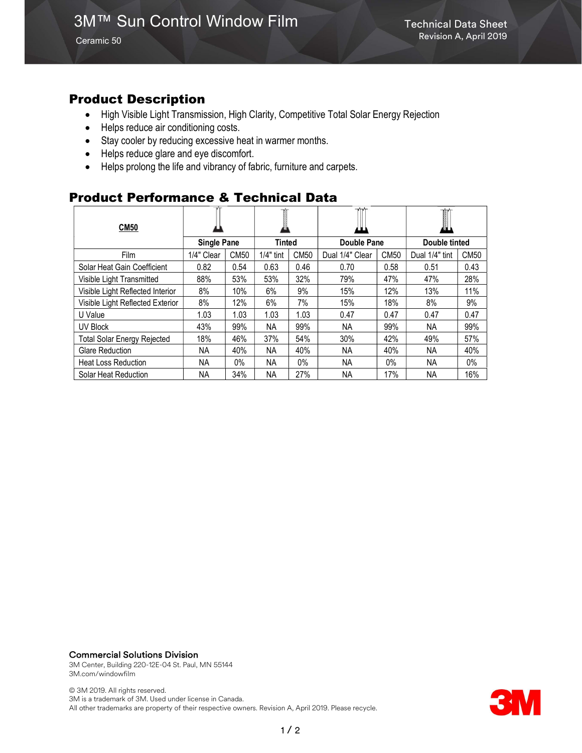# 3M™ Sun Control Window Film

Ceramic 50

Technical Data Sheet
Revision A, April 2019

## Product Description

- High Visible Light Transmission, High Clarity, Competitive Total Solar Energy Rejection
- Helps reduce air conditioning costs.
- Stay cooler by reducing excessive heat in warmer months.
- Helps reduce glare and eye discomfort.
- Helps prolong the life and vibrancy of fabric, furniture and carpets.

## Product Performance & Technical Data

| **CM50** | **Single Pane** | | **Tinted** | | **Double Pane** | | **Double tinted** | |
|---|---|---|---|---|---|---|---|---|
| Film | 1/4" Clear | CM50 | 1/4" tint | CM50 | Dual 1/4" Clear | CM50 | Dual 1/4" tint | CM50 |
| Solar Heat Gain Coefficient | 0.82 | 0.54 | 0.63 | 0.46 | 0.70 | 0.58 | 0.51 | 0.43 |
| Visible Light Transmitted | 88% | 53% | 53% | 32% | 79% | 47% | 47% | 28% |
| Visible Light Reflected Interior | 8% | 10% | 6% | 9% | 15% | 12% | 13% | 11% |
| Visible Light Reflected Exterior | 8% | 12% | 6% | 7% | 15% | 18% | 8% | 9% |
| U Value | 1.03 | 1.03 | 1.03 | 1.03 | 0.47 | 0.47 | 0.47 | 0.47 |
| UV Block | 43% | 99% | NA | 99% | NA | 99% | NA | 99% |
| Total Solar Energy Rejected | 18% | 46% | 37% | 54% | 30% | 42% | 49% | 57% |
| Glare Reduction | NA | 40% | NA | 40% | NA | 40% | NA | 40% |
| Heat Loss Reduction | NA | 0% | NA | 0% | NA | 0% | NA | 0% |
| Solar Heat Reduction | NA | 34% | NA | 27% | NA | 17% | NA | 16% |

**Commercial Solutions Division**
3M Center, Building 220-12E-04 St. Paul, MN 55144
3M.com/windowfilm

© 3M 2019. All rights reserved.
3M is a trademark of 3M. Used under license in Canada.
All other trademarks are property of their respective owners. Revision A, April 2019. Please recycle.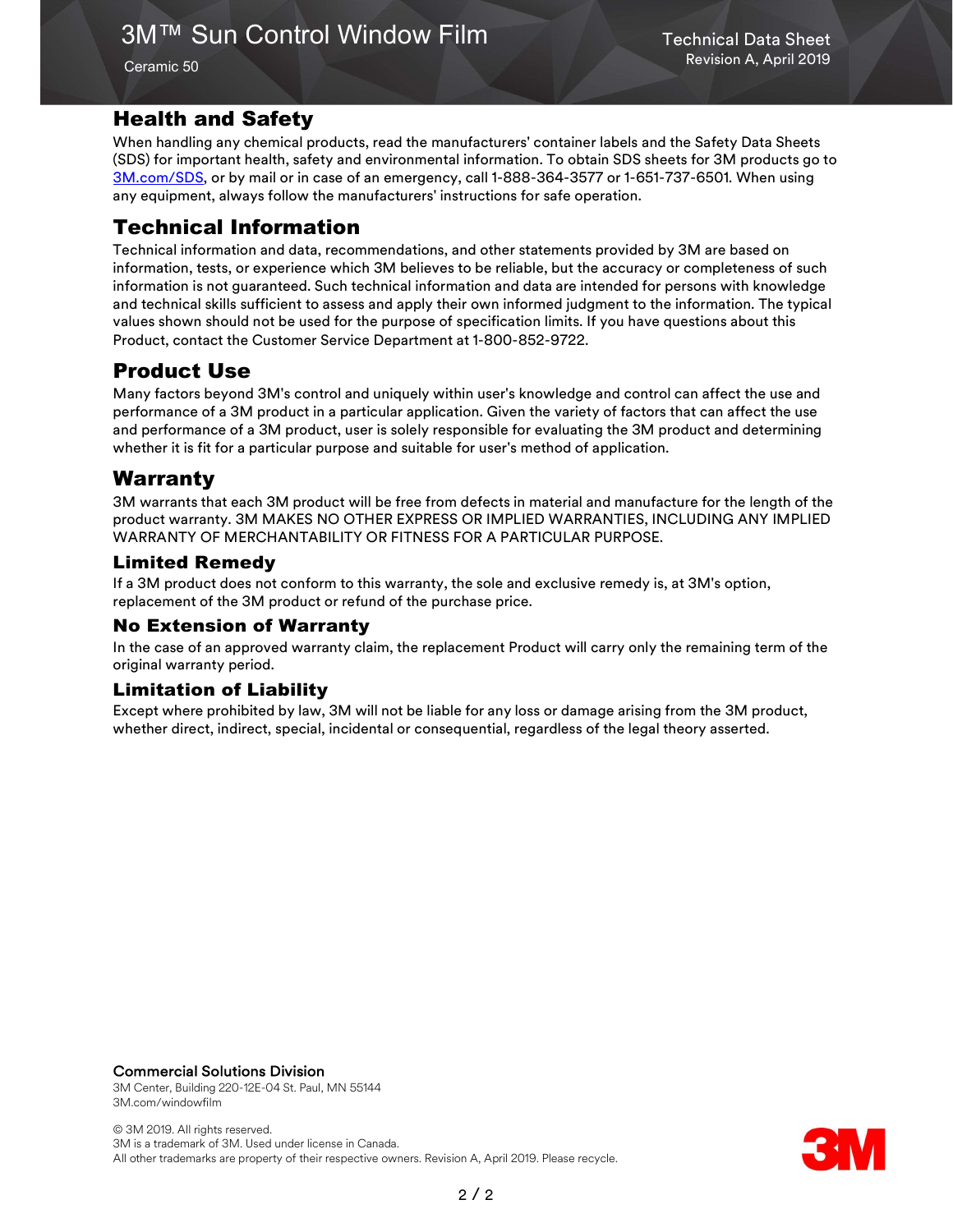## Health and Safety

When handling any chemical products, read the manufacturers' container labels and the Safety Data Sheets (SDS) for important health, safety and environmental information. To obtain SDS sheets for 3M products go to 3M.com/SDS, or by mail or in case of an emergency, call 1-888-364-3577 or 1-651-737-6501. When using any equipment, always follow the manufacturers' instructions for safe operation.

## Technical Information

Technical information and data, recommendations, and other statements provided by 3M are based on information, tests, or experience which 3M believes to be reliable, but the accuracy or completeness of such information is not guaranteed. Such technical information and data are intended for persons with knowledge and technical skills sufficient to assess and apply their own informed judgment to the information. The typical values shown should not be used for the purpose of specification limits. If you have questions about this Product, contact the Customer Service Department at 1-800-852-9722.

## Product Use

Many factors beyond 3M's control and uniquely within user's knowledge and control can affect the use and performance of a 3M product in a particular application. Given the variety of factors that can affect the use and performance of a 3M product, user is solely responsible for evaluating the 3M product and determining whether it is fit for a particular purpose and suitable for user's method of application.

## Warranty

3M warrants that each 3M product will be free from defects in material and manufacture for the length of the product warranty. 3M MAKES NO OTHER EXPRESS OR IMPLIED WARRANTIES, INCLUDING ANY IMPLIED WARRANTY OF MERCHANTABILITY OR FITNESS FOR A PARTICULAR PURPOSE.

### Limited Remedy

If a 3M product does not conform to this warranty, the sole and exclusive remedy is, at 3M's option, replacement of the 3M product or refund of the purchase price.

### No Extension of Warranty

In the case of an approved warranty claim, the replacement Product will carry only the remaining term of the original warranty period.

### Limitation of Liability

Except where prohibited by law, 3M will not be liable for any loss or damage arising from the 3M product, whether direct, indirect, special, incidental or consequential, regardless of the legal theory asserted.

**Commercial Solutions Division**
3M Center, Building 220-12E-04 St. Paul, MN 55144
3M.com/windowfilm

© 3M 2019. All rights reserved.
3M is a trademark of 3M. Used under license in Canada.
All other trademarks are property of their respective owners. Revision A, April 2019. Please recycle.